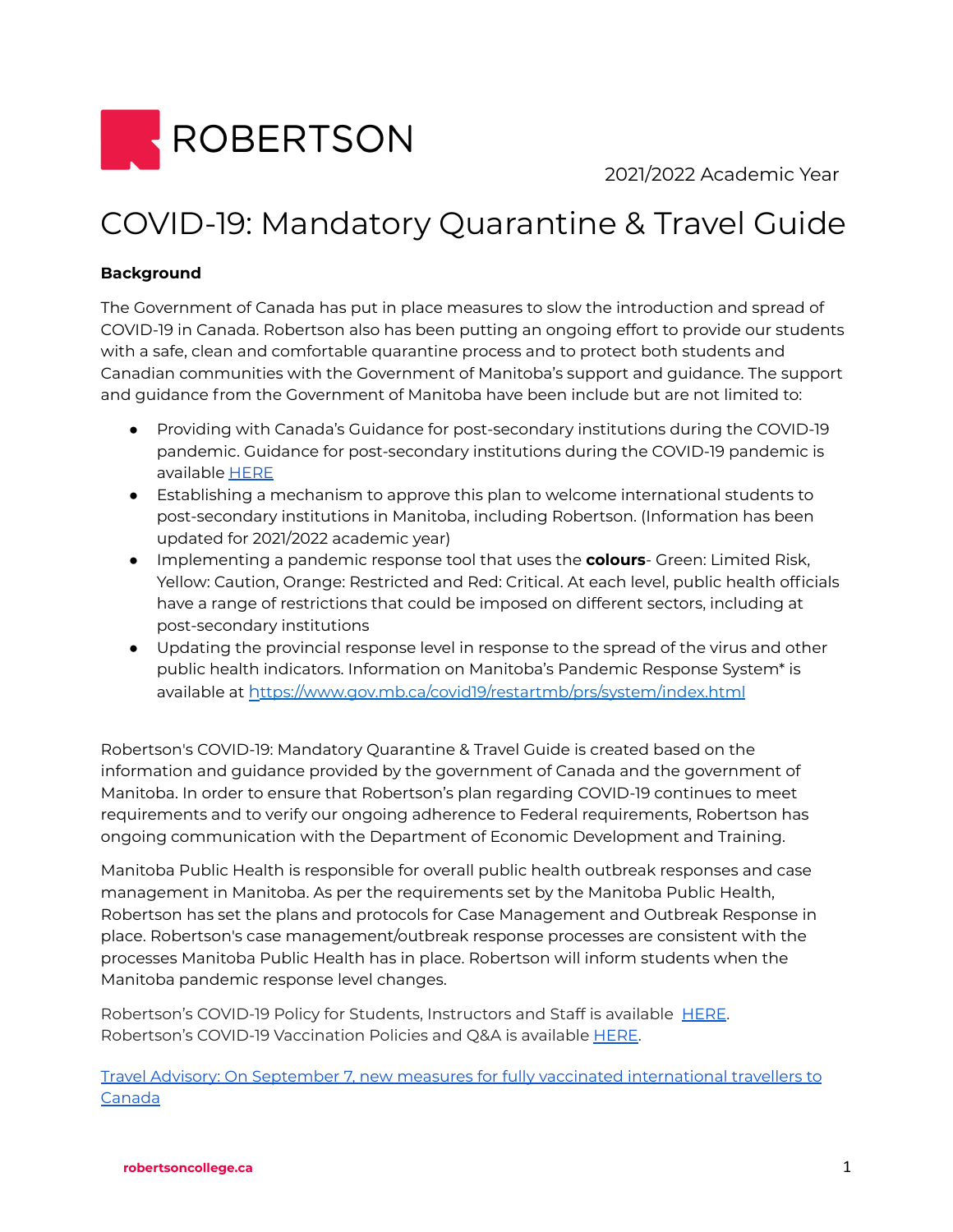ROBERTSON

2021/2022 Academic Year

# COVID-19: Mandatory Quarantine & Travel Guide

**Background**

The Government of Canada has put in place measures to slow the introduction and spread of COVID-19 in Canada. Robertson also has been putting an ongoing effort to provide our students with a safe, clean and comfortable quarantine process and to protect both students and Canadian communities with the Government of Manitoba's support and guidance. The support and guidance from the Government of Manitoba have been include but are not limited to:

- Providing with Canada's Guidance for post-secondary institutions during the COVID-19 pandemic. Guidance for post-secondary institutions during the COVID-19 pandemic is available [HERE]
- Establishing a mechanism to approve this plan to welcome international students to post-secondary institutions in Manitoba, including Robertson. (Information has been updated for 2021/2022 academic year)
- Implementing a pandemic response tool that uses the **colours**- Green: Limited Risk, Yellow: Caution, Orange: Restricted and Red: Critical. At each level, public health officials have a range of restrictions that could be imposed on different sectors, including at post-secondary institutions
- Updating the provincial response level in response to the spread of the virus and other public health indicators. Information on Manitoba's Pandemic Response System* is available at https://www.gov.mb.ca/covid19/restartmb/prs/system/index.html

Robertson's COVID-19: Mandatory Quarantine & Travel Guide is created based on the information and guidance provided by the government of Canada and the government of Manitoba. In order to ensure that Robertson's plan regarding COVID-19 continues to meet requirements and to verify our ongoing adherence to Federal requirements, Robertson has ongoing communication with the Department of Economic Development and Training.

Manitoba Public Health is responsible for overall public health outbreak responses and case management in Manitoba. As per the requirements set by the Manitoba Public Health, Robertson has set the plans and protocols for Case Management and Outbreak Response in place. Robertson's case management/outbreak response processes are consistent with the processes Manitoba Public Health has in place. Robertson will inform students when the Manitoba pandemic response level changes.

Robertson's COVID-19 Policy for Students, Instructors and Staff is available [HERE].
Robertson's COVID-19 Vaccination Policies and Q&A is available [HERE].

[Travel Advisory: On September 7, new measures for fully vaccinated international travellers to Canada]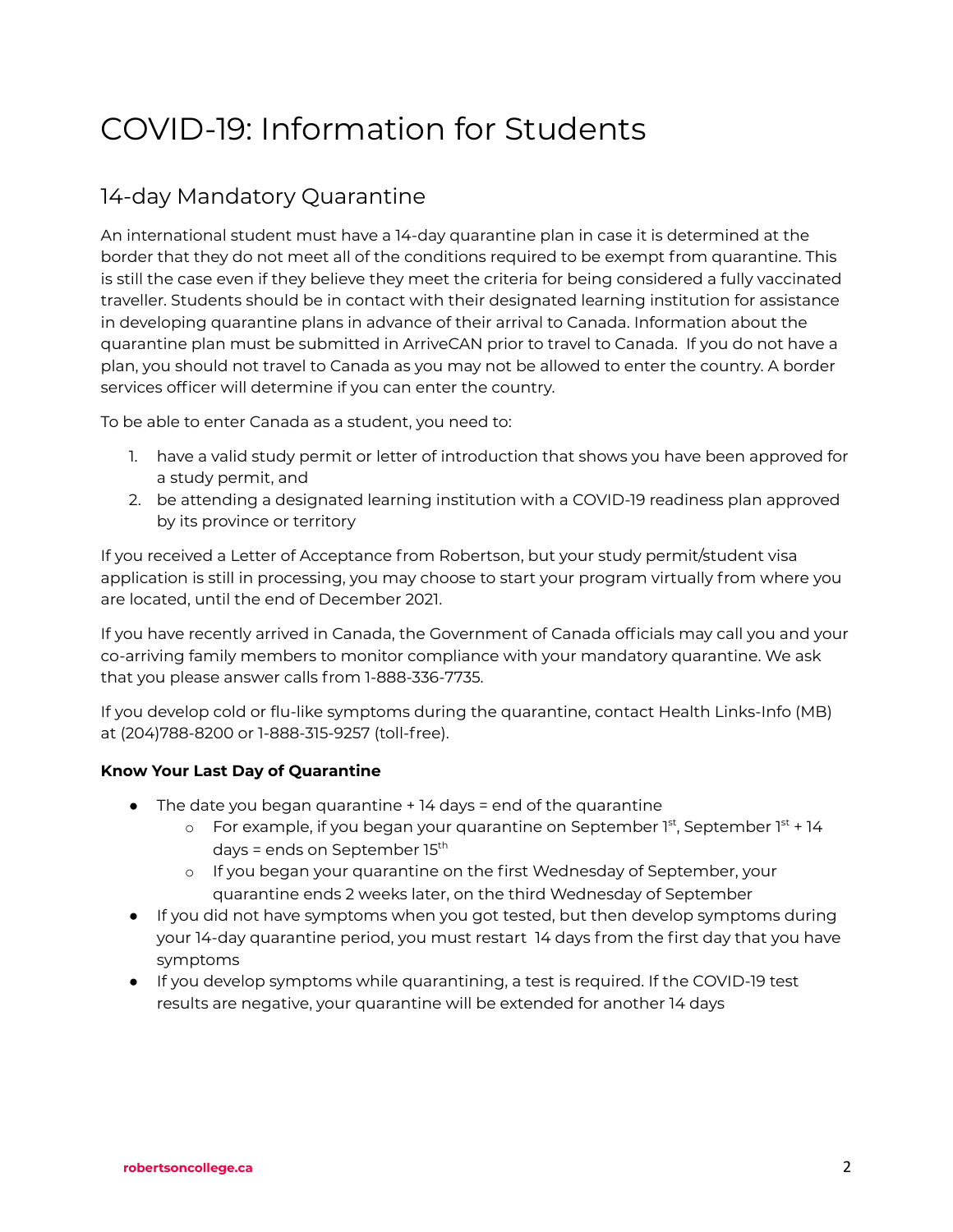# COVID-19: Information for Students

## 14-day Mandatory Quarantine

An international student must have a 14-day quarantine plan in case it is determined at the border that they do not meet all of the conditions required to be exempt from quarantine. This is still the case even if they believe they meet the criteria for being considered a fully vaccinated traveller. Students should be in contact with their designated learning institution for assistance in developing quarantine plans in advance of their arrival to Canada. Information about the quarantine plan must be submitted in ArriveCAN prior to travel to Canada. If you do not have a plan, you should not travel to Canada as you may not be allowed to enter the country. A border services officer will determine if you can enter the country.

To be able to enter Canada as a student, you need to:

1. have a valid study permit or letter of introduction that shows you have been approved for a study permit, and
2. be attending a designated learning institution with a COVID-19 readiness plan approved by its province or territory

If you received a Letter of Acceptance from Robertson, but your study permit/student visa application is still in processing, you may choose to start your program virtually from where you are located, until the end of December 2021.

If you have recently arrived in Canada, the Government of Canada officials may call you and your co-arriving family members to monitor compliance with your mandatory quarantine. We ask that you please answer calls from 1-888-336-7735.

If you develop cold or flu-like symptoms during the quarantine, contact Health Links-Info (MB) at (204)788-8200 or 1-888-315-9257 (toll-free).

**Know Your Last Day of Quarantine**

- The date you began quarantine + 14 days = end of the quarantine
  - For example, if you began your quarantine on September 1st, September 1st + 14 days = ends on September 15th
  - If you began your quarantine on the first Wednesday of September, your quarantine ends 2 weeks later, on the third Wednesday of September
- If you did not have symptoms when you got tested, but then develop symptoms during your 14-day quarantine period, you must restart 14 days from the first day that you have symptoms
- If you develop symptoms while quarantining, a test is required. If the COVID-19 test results are negative, your quarantine will be extended for another 14 days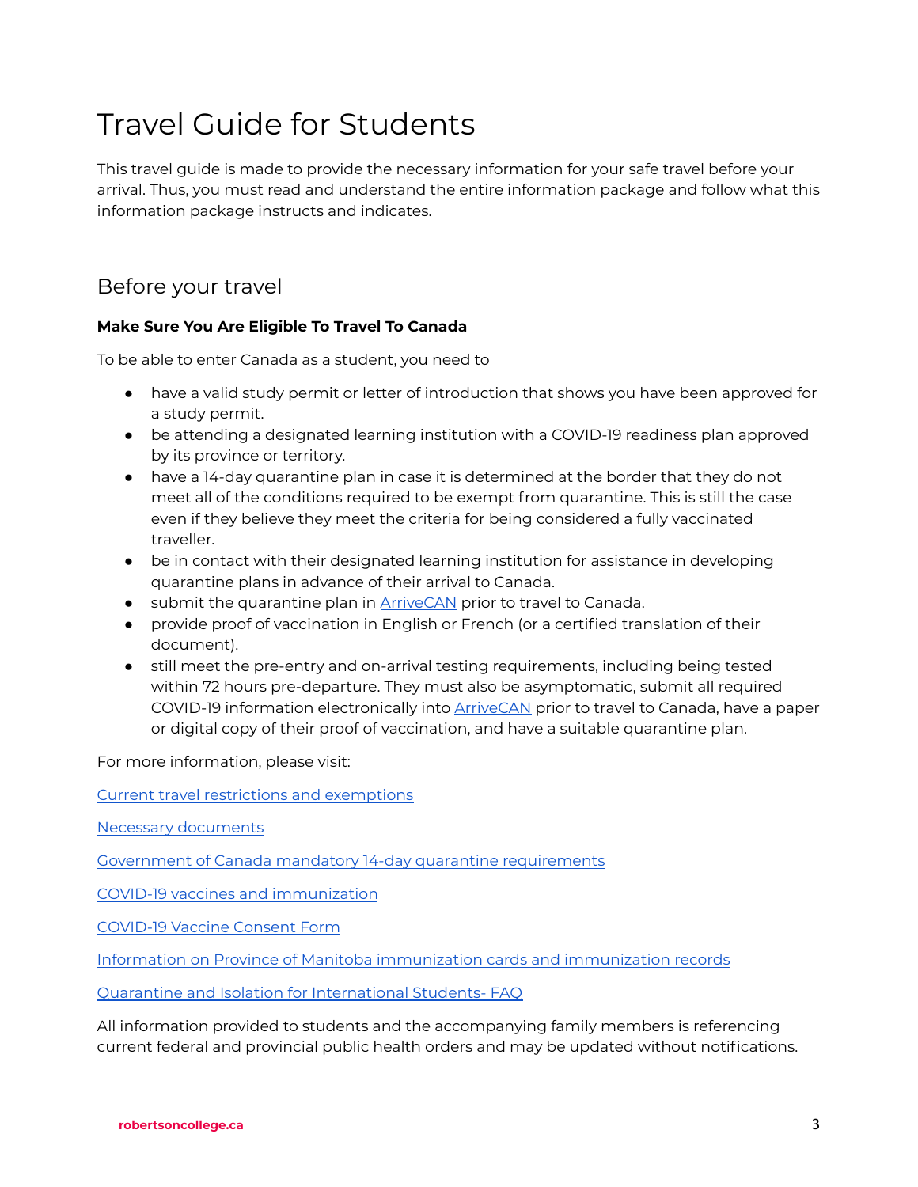# Travel Guide for Students

This travel guide is made to provide the necessary information for your safe travel before your arrival. Thus, you must read and understand the entire information package and follow what this information package instructs and indicates.

## Before your travel

**Make Sure You Are Eligible To Travel To Canada**

To be able to enter Canada as a student, you need to

- have a valid study permit or letter of introduction that shows you have been approved for a study permit.
- be attending a designated learning institution with a COVID-19 readiness plan approved by its province or territory.
- have a 14-day quarantine plan in case it is determined at the border that they do not meet all of the conditions required to be exempt from quarantine. This is still the case even if they believe they meet the criteria for being considered a fully vaccinated traveller.
- be in contact with their designated learning institution for assistance in developing quarantine plans in advance of their arrival to Canada.
- submit the quarantine plan in ArriveCAN prior to travel to Canada.
- provide proof of vaccination in English or French (or a certified translation of their document).
- still meet the pre-entry and on-arrival testing requirements, including being tested within 72 hours pre-departure. They must also be asymptomatic, submit all required COVID-19 information electronically into ArriveCAN prior to travel to Canada, have a paper or digital copy of their proof of vaccination, and have a suitable quarantine plan.

For more information, please visit:

Current travel restrictions and exemptions

Necessary documents

Government of Canada mandatory 14-day quarantine requirements

COVID-19 vaccines and immunization

COVID-19 Vaccine Consent Form

Information on Province of Manitoba immunization cards and immunization records

Quarantine and Isolation for International Students- FAQ

All information provided to students and the accompanying family members is referencing current federal and provincial public health orders and may be updated without notifications.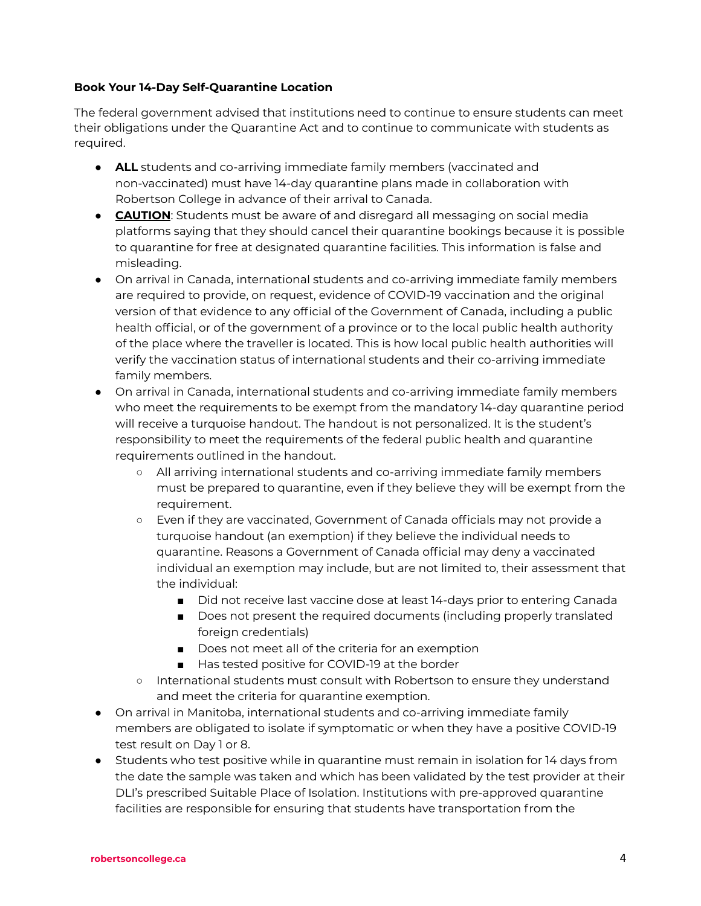**Book Your 14-Day Self-Quarantine Location**

The federal government advised that institutions need to continue to ensure students can meet their obligations under the Quarantine Act and to continue to communicate with students as required.

- **ALL** students and co-arriving immediate family members (vaccinated and non-vaccinated) must have 14-day quarantine plans made in collaboration with Robertson College in advance of their arrival to Canada.
- **CAUTION**: Students must be aware of and disregard all messaging on social media platforms saying that they should cancel their quarantine bookings because it is possible to quarantine for free at designated quarantine facilities. This information is false and misleading.
- On arrival in Canada, international students and co-arriving immediate family members are required to provide, on request, evidence of COVID-19 vaccination and the original version of that evidence to any official of the Government of Canada, including a public health official, or of the government of a province or to the local public health authority of the place where the traveller is located. This is how local public health authorities will verify the vaccination status of international students and their co-arriving immediate family members.
- On arrival in Canada, international students and co-arriving immediate family members who meet the requirements to be exempt from the mandatory 14-day quarantine period will receive a turquoise handout. The handout is not personalized. It is the student's responsibility to meet the requirements of the federal public health and quarantine requirements outlined in the handout.
  - All arriving international students and co-arriving immediate family members must be prepared to quarantine, even if they believe they will be exempt from the requirement.
  - Even if they are vaccinated, Government of Canada officials may not provide a turquoise handout (an exemption) if they believe the individual needs to quarantine. Reasons a Government of Canada official may deny a vaccinated individual an exemption may include, but are not limited to, their assessment that the individual:
    - Did not receive last vaccine dose at least 14-days prior to entering Canada
    - Does not present the required documents (including properly translated foreign credentials)
    - Does not meet all of the criteria for an exemption
    - Has tested positive for COVID-19 at the border
  - International students must consult with Robertson to ensure they understand and meet the criteria for quarantine exemption.
- On arrival in Manitoba, international students and co-arriving immediate family members are obligated to isolate if symptomatic or when they have a positive COVID-19 test result on Day 1 or 8.
- Students who test positive while in quarantine must remain in isolation for 14 days from the date the sample was taken and which has been validated by the test provider at their DLI's prescribed Suitable Place of Isolation. Institutions with pre-approved quarantine facilities are responsible for ensuring that students have transportation from the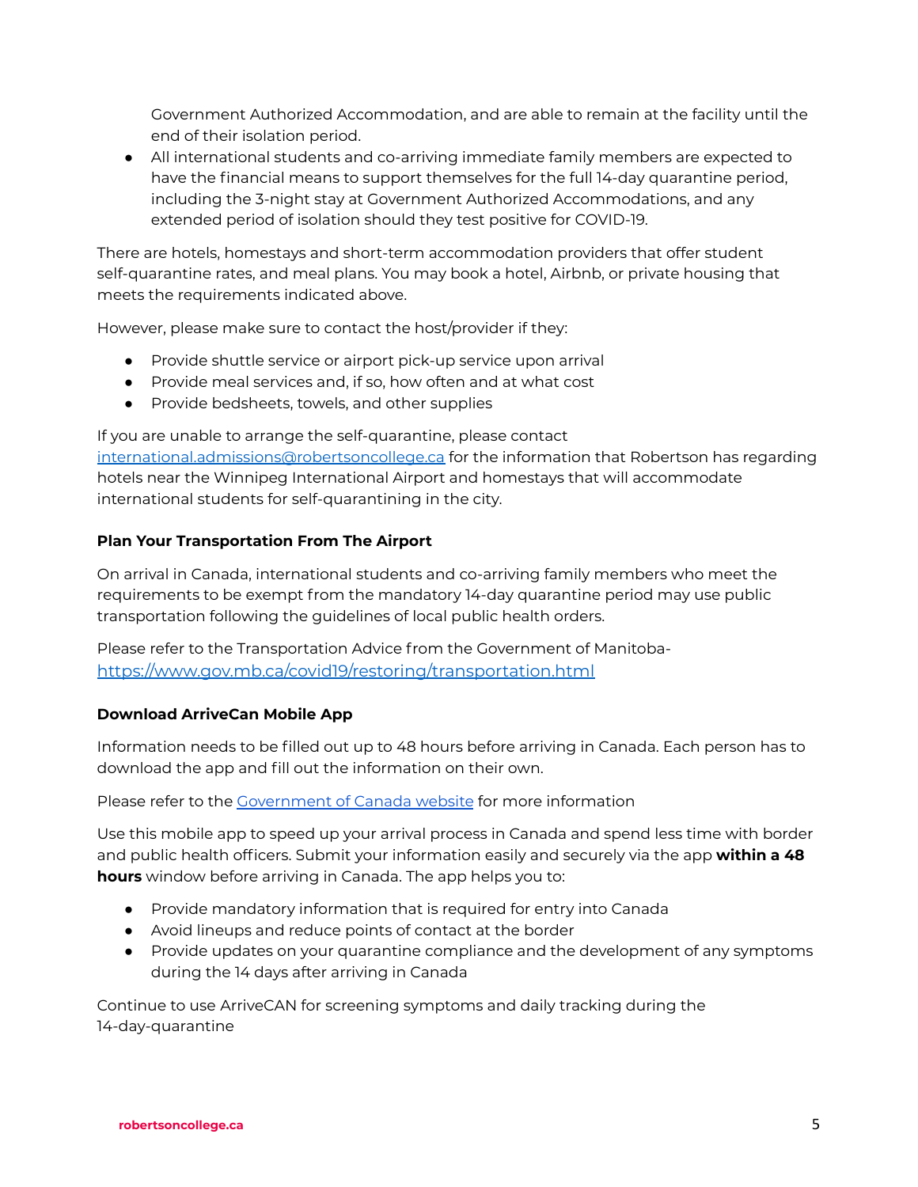Government Authorized Accommodation, and are able to remain at the facility until the end of their isolation period.

- All international students and co-arriving immediate family members are expected to have the financial means to support themselves for the full 14-day quarantine period, including the 3-night stay at Government Authorized Accommodations, and any extended period of isolation should they test positive for COVID-19.

There are hotels, homestays and short-term accommodation providers that offer student self-quarantine rates, and meal plans. You may book a hotel, Airbnb, or private housing that meets the requirements indicated above.

However, please make sure to contact the host/provider if they:

- Provide shuttle service or airport pick-up service upon arrival
- Provide meal services and, if so, how often and at what cost
- Provide bedsheets, towels, and other supplies

If you are unable to arrange the self-quarantine, please contact [international.admissions@robertsoncollege.ca](mailto:international.admissions@robertsoncollege.ca) for the information that Robertson has regarding hotels near the Winnipeg International Airport and homestays that will accommodate international students for self-quarantining in the city.

#### Plan Your Transportation From The Airport

On arrival in Canada, international students and co-arriving family members who meet the requirements to be exempt from the mandatory 14-day quarantine period may use public transportation following the guidelines of local public health orders.

Please refer to the Transportation Advice from the Government of Manitoba- [https://www.gov.mb.ca/covid19/restoring/transportation.html](https://www.gov.mb.ca/covid19/restoring/transportation.html)

#### Download ArriveCan Mobile App

Information needs to be filled out up to 48 hours before arriving in Canada. Each person has to download the app and fill out the information on their own.

Please refer to the Government of Canada website for more information

Use this mobile app to speed up your arrival process in Canada and spend less time with border and public health officers. Submit your information easily and securely via the app **within a 48 hours** window before arriving in Canada. The app helps you to:

- Provide mandatory information that is required for entry into Canada
- Avoid lineups and reduce points of contact at the border
- Provide updates on your quarantine compliance and the development of any symptoms during the 14 days after arriving in Canada

Continue to use ArriveCAN for screening symptoms and daily tracking during the 14-day-quarantine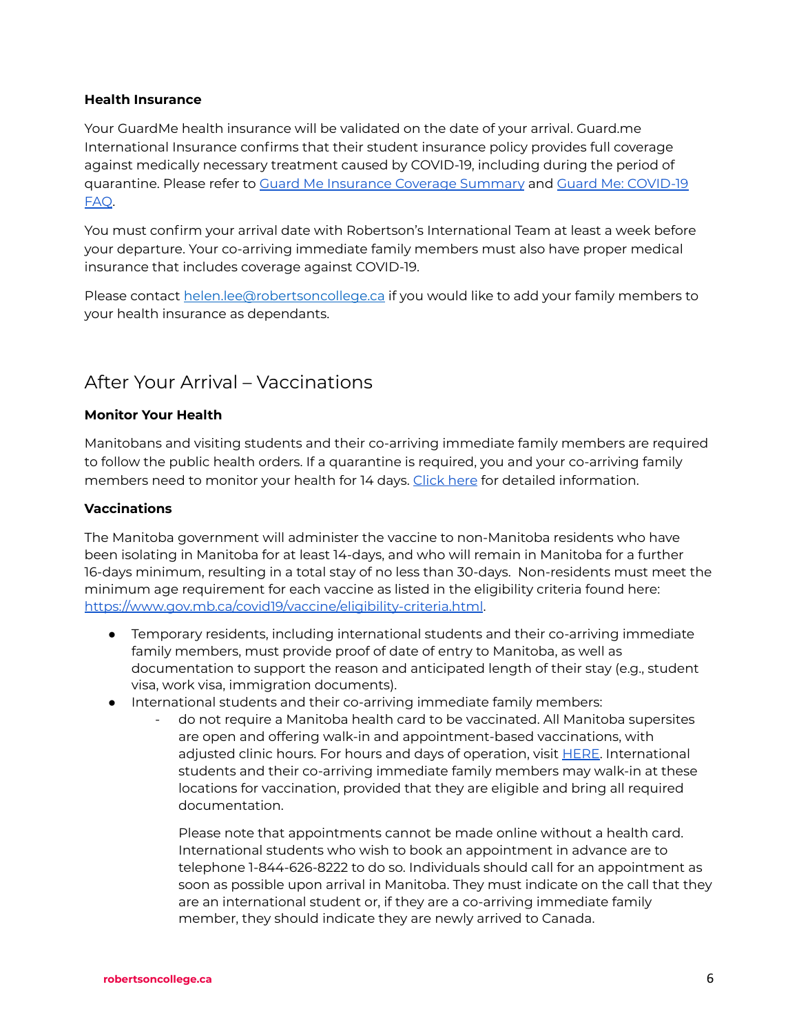**Health Insurance**

Your GuardMe health insurance will be validated on the date of your arrival. Guard.me International Insurance confirms that their student insurance policy provides full coverage against medically necessary treatment caused by COVID-19, including during the period of quarantine. Please refer to Guard Me Insurance Coverage Summary and Guard Me: COVID-19 FAQ.

You must confirm your arrival date with Robertson's International Team at least a week before your departure. Your co-arriving immediate family members must also have proper medical insurance that includes coverage against COVID-19.

Please contact helen.lee@robertsoncollege.ca if you would like to add your family members to your health insurance as dependants.

## After Your Arrival – Vaccinations

**Monitor Your Health**

Manitobans and visiting students and their co-arriving immediate family members are required to follow the public health orders. If a quarantine is required, you and your co-arriving family members need to monitor your health for 14 days. Click here for detailed information.

**Vaccinations**

The Manitoba government will administer the vaccine to non-Manitoba residents who have been isolating in Manitoba for at least 14-days, and who will remain in Manitoba for a further 16-days minimum, resulting in a total stay of no less than 30-days. Non-residents must meet the minimum age requirement for each vaccine as listed in the eligibility criteria found here: https://www.gov.mb.ca/covid19/vaccine/eligibility-criteria.html.

- Temporary residents, including international students and their co-arriving immediate family members, must provide proof of date of entry to Manitoba, as well as documentation to support the reason and anticipated length of their stay (e.g., student visa, work visa, immigration documents).
- International students and their co-arriving immediate family members:
  - do not require a Manitoba health card to be vaccinated. All Manitoba supersites are open and offering walk-in and appointment-based vaccinations, with adjusted clinic hours. For hours and days of operation, visit HERE. International students and their co-arriving immediate family members may walk-in at these locations for vaccination, provided that they are eligible and bring all required documentation.

    Please note that appointments cannot be made online without a health card. International students who wish to book an appointment in advance are to telephone 1-844-626-8222 to do so. Individuals should call for an appointment as soon as possible upon arrival in Manitoba. They must indicate on the call that they are an international student or, if they are a co-arriving immediate family member, they should indicate they are newly arrived to Canada.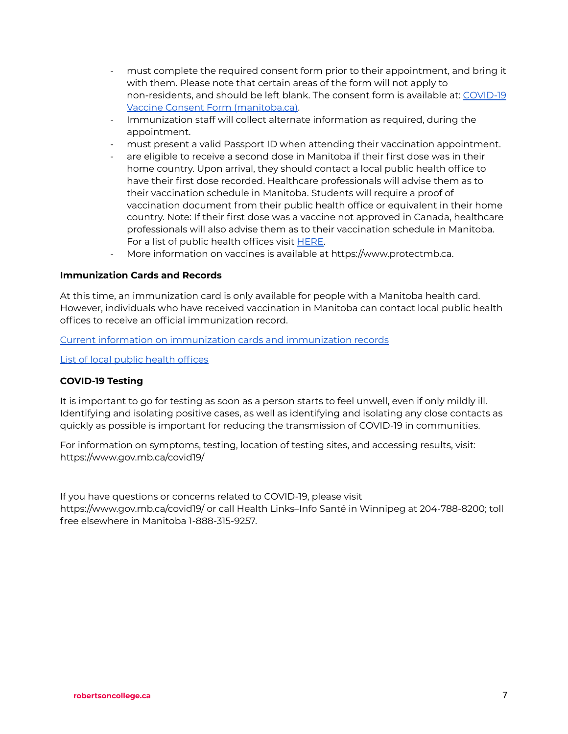- must complete the required consent form prior to their appointment, and bring it with them. Please note that certain areas of the form will not apply to non-residents, and should be left blank. The consent form is available at: COVID-19 Vaccine Consent Form (manitoba.ca).
- Immunization staff will collect alternate information as required, during the appointment.
- must present a valid Passport ID when attending their vaccination appointment.
- are eligible to receive a second dose in Manitoba if their first dose was in their home country. Upon arrival, they should contact a local public health office to have their first dose recorded. Healthcare professionals will advise them as to their vaccination schedule in Manitoba. Students will require a proof of vaccination document from their public health office or equivalent in their home country. Note: If their first dose was a vaccine not approved in Canada, healthcare professionals will also advise them as to their vaccination schedule in Manitoba. For a list of public health offices visit HERE.
- More information on vaccines is available at https://www.protectmb.ca.

**Immunization Cards and Records**

At this time, an immunization card is only available for people with a Manitoba health card. However, individuals who have received vaccination in Manitoba can contact local public health offices to receive an official immunization record.

Current information on immunization cards and immunization records

List of local public health offices

**COVID-19 Testing**

It is important to go for testing as soon as a person starts to feel unwell, even if only mildly ill. Identifying and isolating positive cases, as well as identifying and isolating any close contacts as quickly as possible is important for reducing the transmission of COVID-19 in communities.

For information on symptoms, testing, location of testing sites, and accessing results, visit: https://www.gov.mb.ca/covid19/

If you have questions or concerns related to COVID-19, please visit https://www.gov.mb.ca/covid19/ or call Health Links–Info Santé in Winnipeg at 204-788-8200; toll free elsewhere in Manitoba 1-888-315-9257.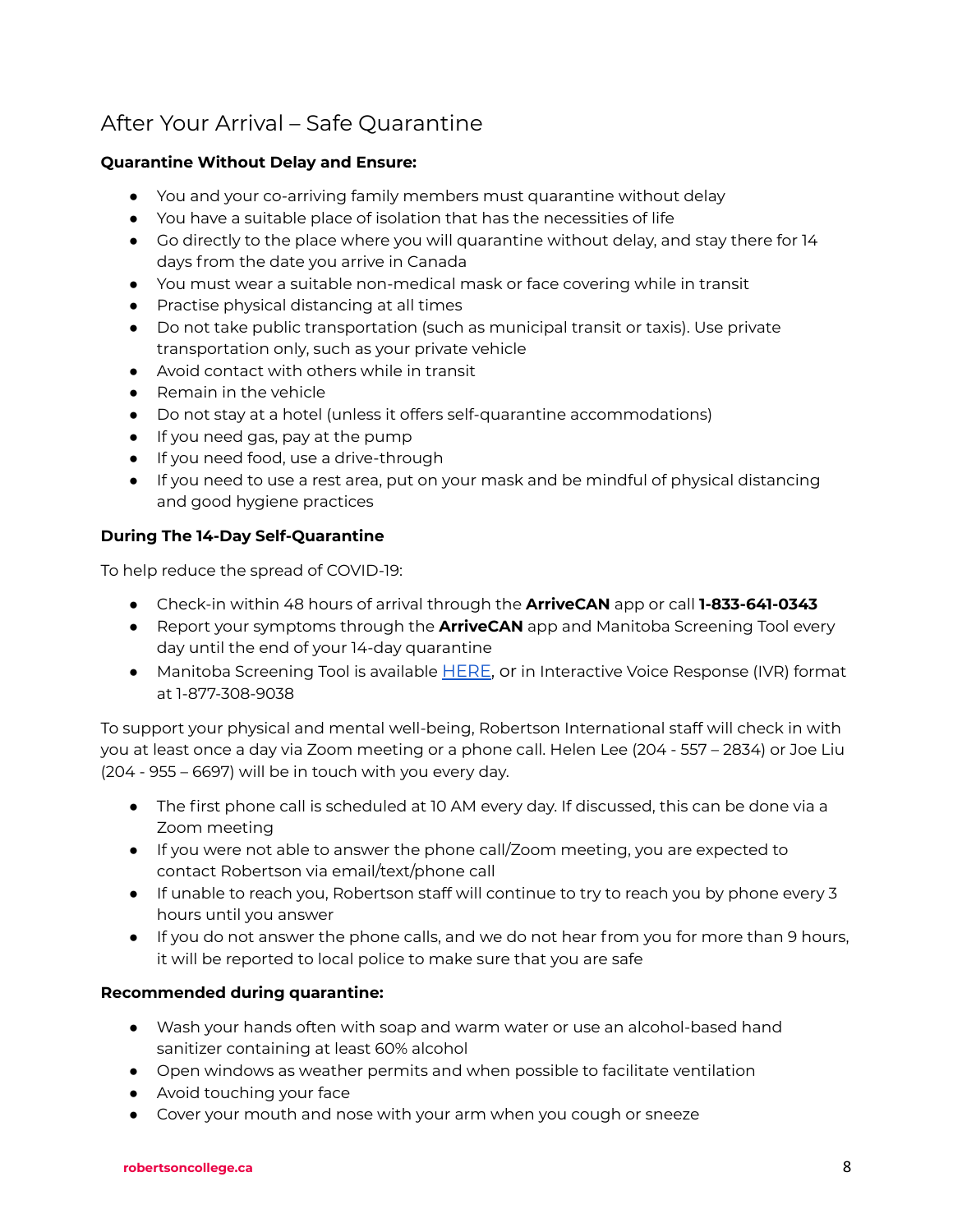## After Your Arrival – Safe Quarantine

**Quarantine Without Delay and Ensure:**

- You and your co-arriving family members must quarantine without delay
- You have a suitable place of isolation that has the necessities of life
- Go directly to the place where you will quarantine without delay, and stay there for 14 days from the date you arrive in Canada
- You must wear a suitable non-medical mask or face covering while in transit
- Practise physical distancing at all times
- Do not take public transportation (such as municipal transit or taxis). Use private transportation only, such as your private vehicle
- Avoid contact with others while in transit
- Remain in the vehicle
- Do not stay at a hotel (unless it offers self-quarantine accommodations)
- If you need gas, pay at the pump
- If you need food, use a drive-through
- If you need to use a rest area, put on your mask and be mindful of physical distancing and good hygiene practices

**During The 14-Day Self-Quarantine**

To help reduce the spread of COVID-19:

- Check-in within 48 hours of arrival through the **ArriveCAN** app or call **1-833-641-0343**
- Report your symptoms through the **ArriveCAN** app and Manitoba Screening Tool every day until the end of your 14-day quarantine
- Manitoba Screening Tool is available HERE, or in Interactive Voice Response (IVR) format at 1-877-308-9038

To support your physical and mental well-being, Robertson International staff will check in with you at least once a day via Zoom meeting or a phone call. Helen Lee (204 - 557 – 2834) or Joe Liu (204 - 955 – 6697) will be in touch with you every day.

- The first phone call is scheduled at 10 AM every day. If discussed, this can be done via a Zoom meeting
- If you were not able to answer the phone call/Zoom meeting, you are expected to contact Robertson via email/text/phone call
- If unable to reach you, Robertson staff will continue to try to reach you by phone every 3 hours until you answer
- If you do not answer the phone calls, and we do not hear from you for more than 9 hours, it will be reported to local police to make sure that you are safe

**Recommended during quarantine:**

- Wash your hands often with soap and warm water or use an alcohol-based hand sanitizer containing at least 60% alcohol
- Open windows as weather permits and when possible to facilitate ventilation
- Avoid touching your face
- Cover your mouth and nose with your arm when you cough or sneeze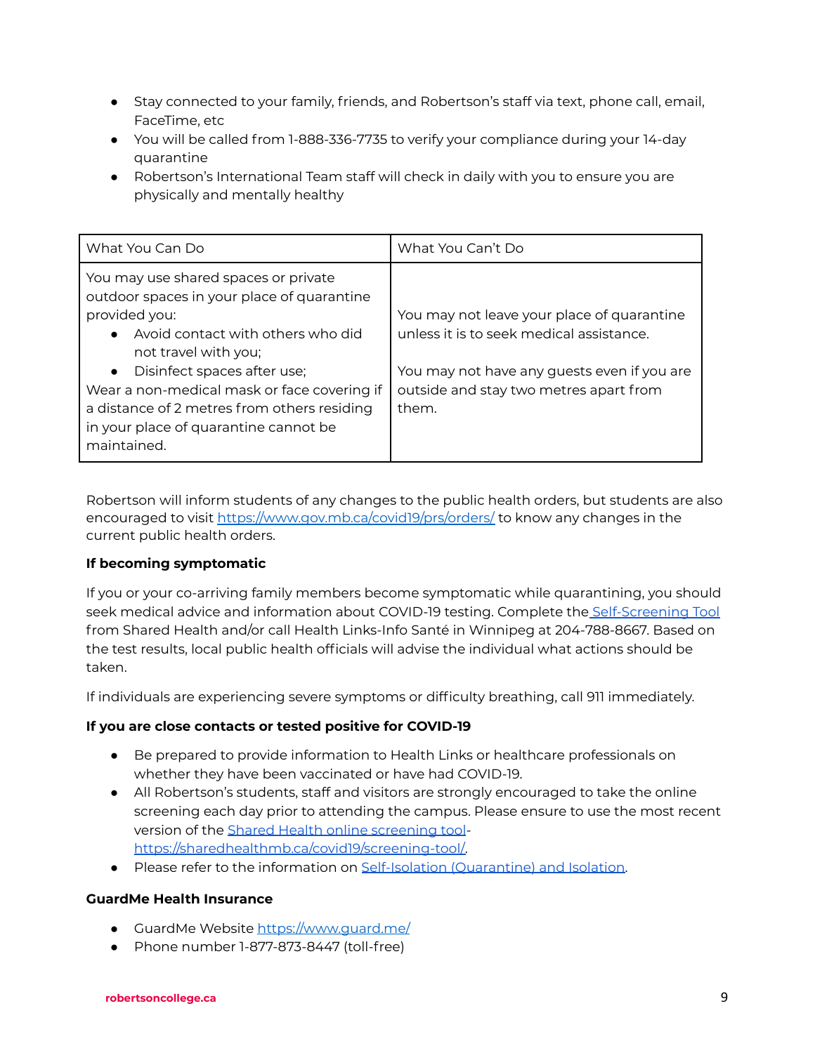- Stay connected to your family, friends, and Robertson's staff via text, phone call, email, FaceTime, etc
- You will be called from 1-888-336-7735 to verify your compliance during your 14-day quarantine
- Robertson's International Team staff will check in daily with you to ensure you are physically and mentally healthy

| What You Can Do | What You Can't Do |
|---|---|
| You may use shared spaces or private outdoor spaces in your place of quarantine provided you:<br>• Avoid contact with others who did not travel with you;<br>• Disinfect spaces after use;<br>Wear a non-medical mask or face covering if a distance of 2 metres from others residing in your place of quarantine cannot be maintained. | You may not leave your place of quarantine unless it is to seek medical assistance.<br><br>You may not have any guests even if you are outside and stay two metres apart from them. |

Robertson will inform students of any changes to the public health orders, but students are also encouraged to visit https://www.gov.mb.ca/covid19/prs/orders/ to know any changes in the current public health orders.

**If becoming symptomatic**

If you or your co-arriving family members become symptomatic while quarantining, you should seek medical advice and information about COVID-19 testing. Complete the Self-Screening Tool from Shared Health and/or call Health Links-Info Santé in Winnipeg at 204-788-8667. Based on the test results, local public health officials will advise the individual what actions should be taken.

If individuals are experiencing severe symptoms or difficulty breathing, call 911 immediately.

**If you are close contacts or tested positive for COVID-19**

- Be prepared to provide information to Health Links or healthcare professionals on whether they have been vaccinated or have had COVID-19.
- All Robertson's students, staff and visitors are strongly encouraged to take the online screening each day prior to attending the campus. Please ensure to use the most recent version of the Shared Health online screening tool- https://sharedhealthmb.ca/covid19/screening-tool/.
- Please refer to the information on Self-Isolation (Quarantine) and Isolation.

**GuardMe Health Insurance**

- GuardMe Website https://www.guard.me/
- Phone number 1-877-873-8447 (toll-free)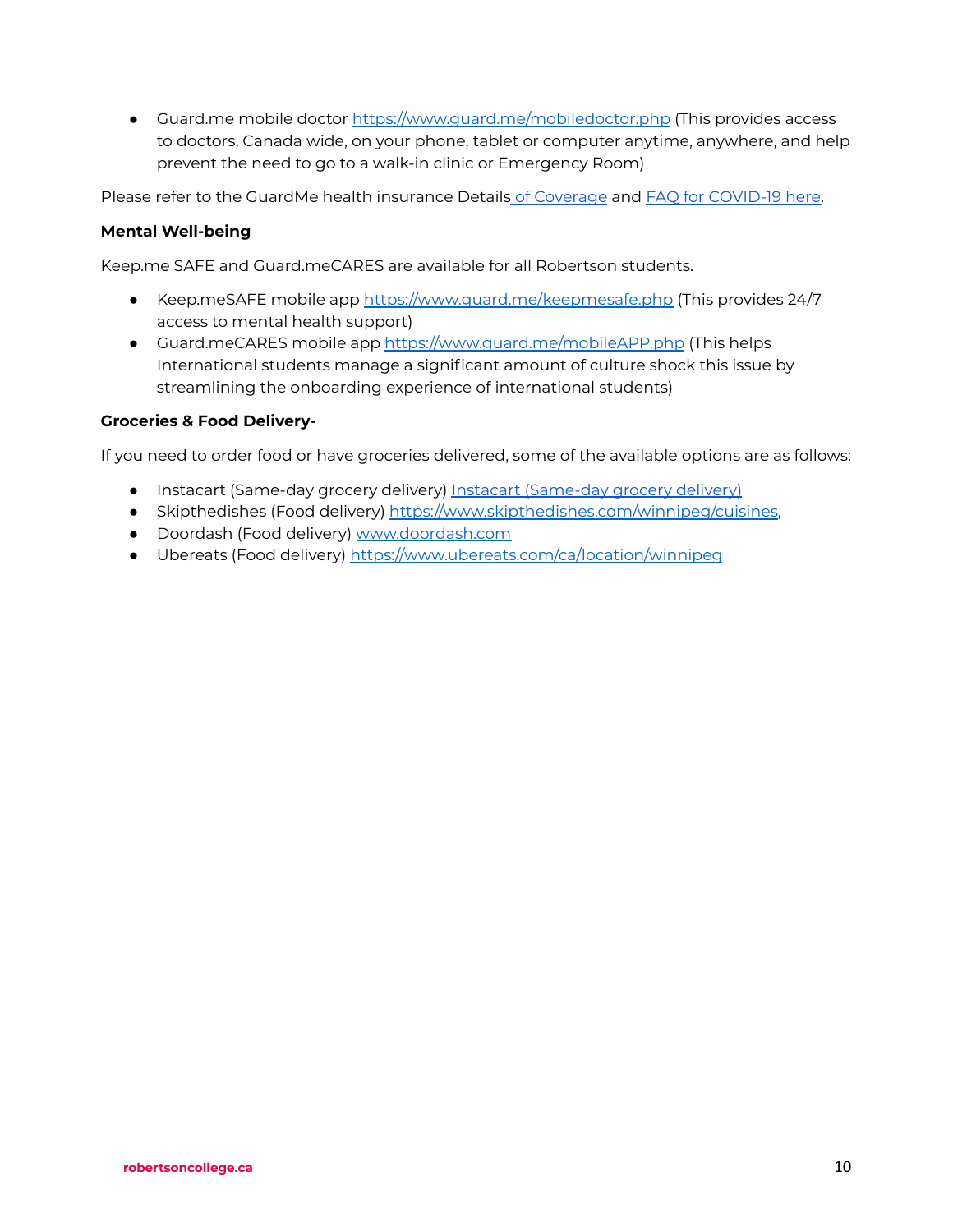- Guard.me mobile doctor https://www.guard.me/mobiledoctor.php (This provides access to doctors, Canada wide, on your phone, tablet or computer anytime, anywhere, and help prevent the need to go to a walk-in clinic or Emergency Room)

Please refer to the GuardMe health insurance Details of Coverage and FAQ for COVID-19 here.

**Mental Well-being**

Keep.me SAFE and Guard.meCARES are available for all Robertson students.

- Keep.meSAFE mobile app https://www.guard.me/keepmesafe.php (This provides 24/7 access to mental health support)
- Guard.meCARES mobile app https://www.guard.me/mobileAPP.php (This helps International students manage a significant amount of culture shock this issue by streamlining the onboarding experience of international students)

**Groceries & Food Delivery-**

If you need to order food or have groceries delivered, some of the available options are as follows:

- Instacart (Same-day grocery delivery) Instacart (Same-day grocery delivery)
- Skipthedishes (Food delivery) https://www.skipthedishes.com/winnipeg/cuisines,
- Doordash (Food delivery) www.doordash.com
- Ubereats (Food delivery) https://www.ubereats.com/ca/location/winnipeg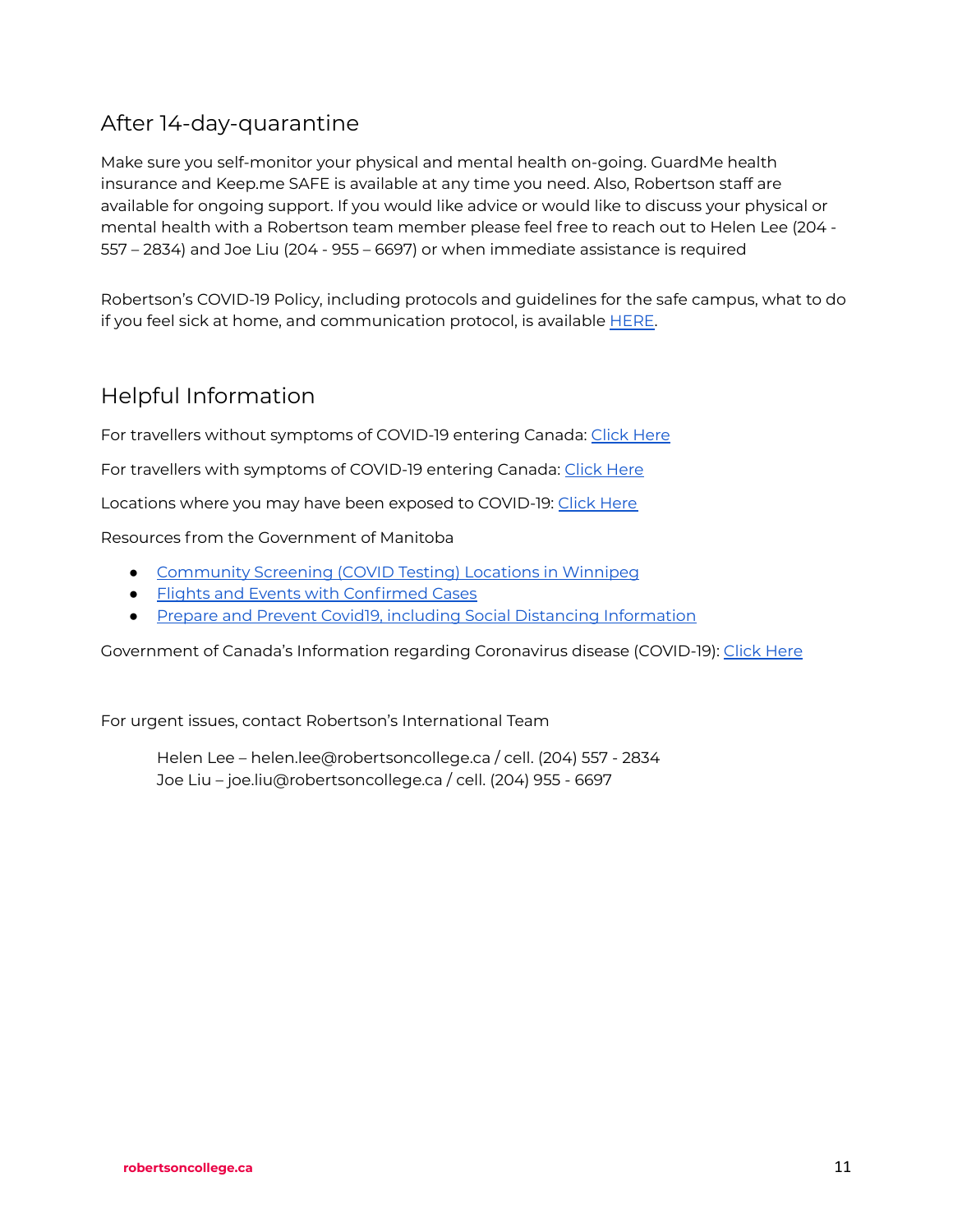## After 14-day-quarantine

Make sure you self-monitor your physical and mental health on-going. GuardMe health insurance and Keep.me SAFE is available at any time you need. Also, Robertson staff are available for ongoing support. If you would like advice or would like to discuss your physical or mental health with a Robertson team member please feel free to reach out to Helen Lee (204 - 557 – 2834) and Joe Liu (204 - 955 – 6697) or when immediate assistance is required

Robertson's COVID-19 Policy, including protocols and guidelines for the safe campus, what to do if you feel sick at home, and communication protocol, is available HERE.

## Helpful Information

For travellers without symptoms of COVID-19 entering Canada: Click Here

For travellers with symptoms of COVID-19 entering Canada: Click Here

Locations where you may have been exposed to COVID-19: Click Here

Resources from the Government of Manitoba

- Community Screening (COVID Testing) Locations in Winnipeg
- Flights and Events with Confirmed Cases
- Prepare and Prevent Covid19, including Social Distancing Information

Government of Canada's Information regarding Coronavirus disease (COVID-19): Click Here

For urgent issues, contact Robertson's International Team

Helen Lee – helen.lee@robertsoncollege.ca / cell. (204) 557 - 2834
Joe Liu – joe.liu@robertsoncollege.ca / cell. (204) 955 - 6697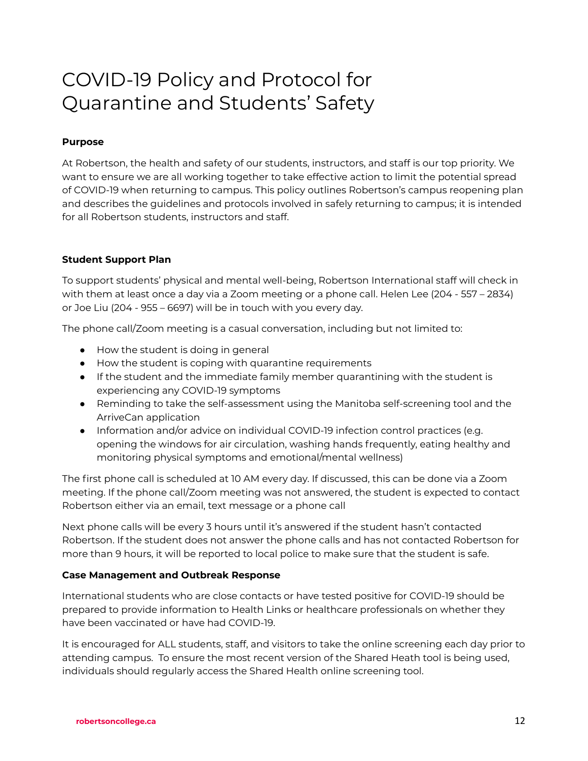# COVID-19 Policy and Protocol for Quarantine and Students' Safety

**Purpose**

At Robertson, the health and safety of our students, instructors, and staff is our top priority. We want to ensure we are all working together to take effective action to limit the potential spread of COVID-19 when returning to campus. This policy outlines Robertson's campus reopening plan and describes the guidelines and protocols involved in safely returning to campus; it is intended for all Robertson students, instructors and staff.

**Student Support Plan**

To support students' physical and mental well-being, Robertson International staff will check in with them at least once a day via a Zoom meeting or a phone call. Helen Lee (204 - 557 – 2834) or Joe Liu (204 - 955 – 6697) will be in touch with you every day.

The phone call/Zoom meeting is a casual conversation, including but not limited to:

- How the student is doing in general
- How the student is coping with quarantine requirements
- If the student and the immediate family member quarantining with the student is experiencing any COVID-19 symptoms
- Reminding to take the self-assessment using the Manitoba self-screening tool and the ArriveCan application
- Information and/or advice on individual COVID-19 infection control practices (e.g. opening the windows for air circulation, washing hands frequently, eating healthy and monitoring physical symptoms and emotional/mental wellness)

The first phone call is scheduled at 10 AM every day. If discussed, this can be done via a Zoom meeting. If the phone call/Zoom meeting was not answered, the student is expected to contact Robertson either via an email, text message or a phone call

Next phone calls will be every 3 hours until it's answered if the student hasn't contacted Robertson. If the student does not answer the phone calls and has not contacted Robertson for more than 9 hours, it will be reported to local police to make sure that the student is safe.

**Case Management and Outbreak Response**

International students who are close contacts or have tested positive for COVID-19 should be prepared to provide information to Health Links or healthcare professionals on whether they have been vaccinated or have had COVID-19.

It is encouraged for ALL students, staff, and visitors to take the online screening each day prior to attending campus. To ensure the most recent version of the Shared Heath tool is being used, individuals should regularly access the Shared Health online screening tool.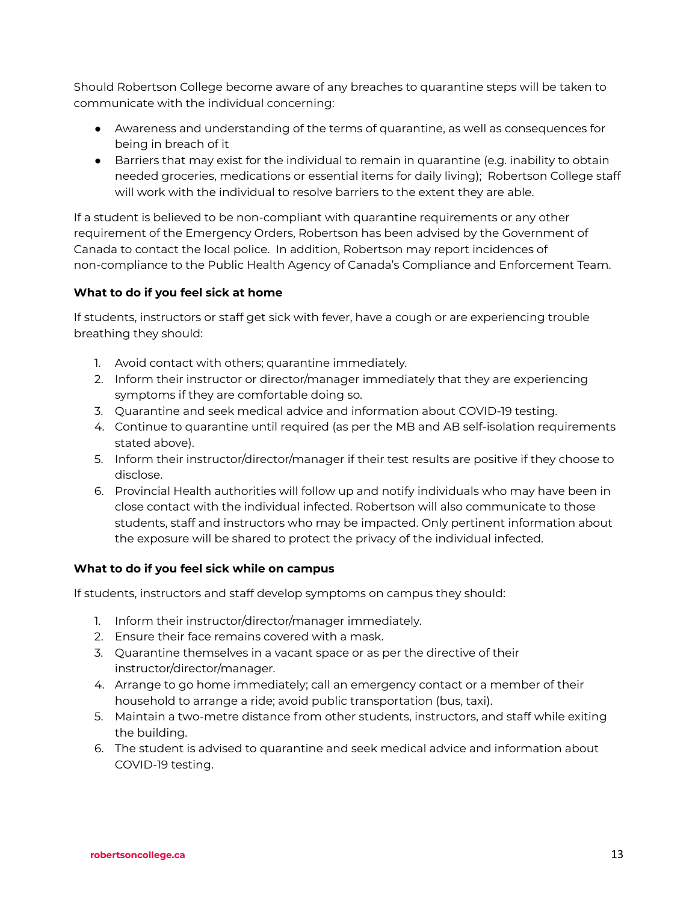Should Robertson College become aware of any breaches to quarantine steps will be taken to communicate with the individual concerning:

- Awareness and understanding of the terms of quarantine, as well as consequences for being in breach of it
- Barriers that may exist for the individual to remain in quarantine (e.g. inability to obtain needed groceries, medications or essential items for daily living); Robertson College staff will work with the individual to resolve barriers to the extent they are able.

If a student is believed to be non-compliant with quarantine requirements or any other requirement of the Emergency Orders, Robertson has been advised by the Government of Canada to contact the local police. In addition, Robertson may report incidences of non-compliance to the Public Health Agency of Canada's Compliance and Enforcement Team.

**What to do if you feel sick at home**

If students, instructors or staff get sick with fever, have a cough or are experiencing trouble breathing they should:

1. Avoid contact with others; quarantine immediately.
2. Inform their instructor or director/manager immediately that they are experiencing symptoms if they are comfortable doing so.
3. Quarantine and seek medical advice and information about COVID-19 testing.
4. Continue to quarantine until required (as per the MB and AB self-isolation requirements stated above).
5. Inform their instructor/director/manager if their test results are positive if they choose to disclose.
6. Provincial Health authorities will follow up and notify individuals who may have been in close contact with the individual infected. Robertson will also communicate to those students, staff and instructors who may be impacted. Only pertinent information about the exposure will be shared to protect the privacy of the individual infected.

**What to do if you feel sick while on campus**

If students, instructors and staff develop symptoms on campus they should:

1. Inform their instructor/director/manager immediately.
2. Ensure their face remains covered with a mask.
3. Quarantine themselves in a vacant space or as per the directive of their instructor/director/manager.
4. Arrange to go home immediately; call an emergency contact or a member of their household to arrange a ride; avoid public transportation (bus, taxi).
5. Maintain a two-metre distance from other students, instructors, and staff while exiting the building.
6. The student is advised to quarantine and seek medical advice and information about COVID-19 testing.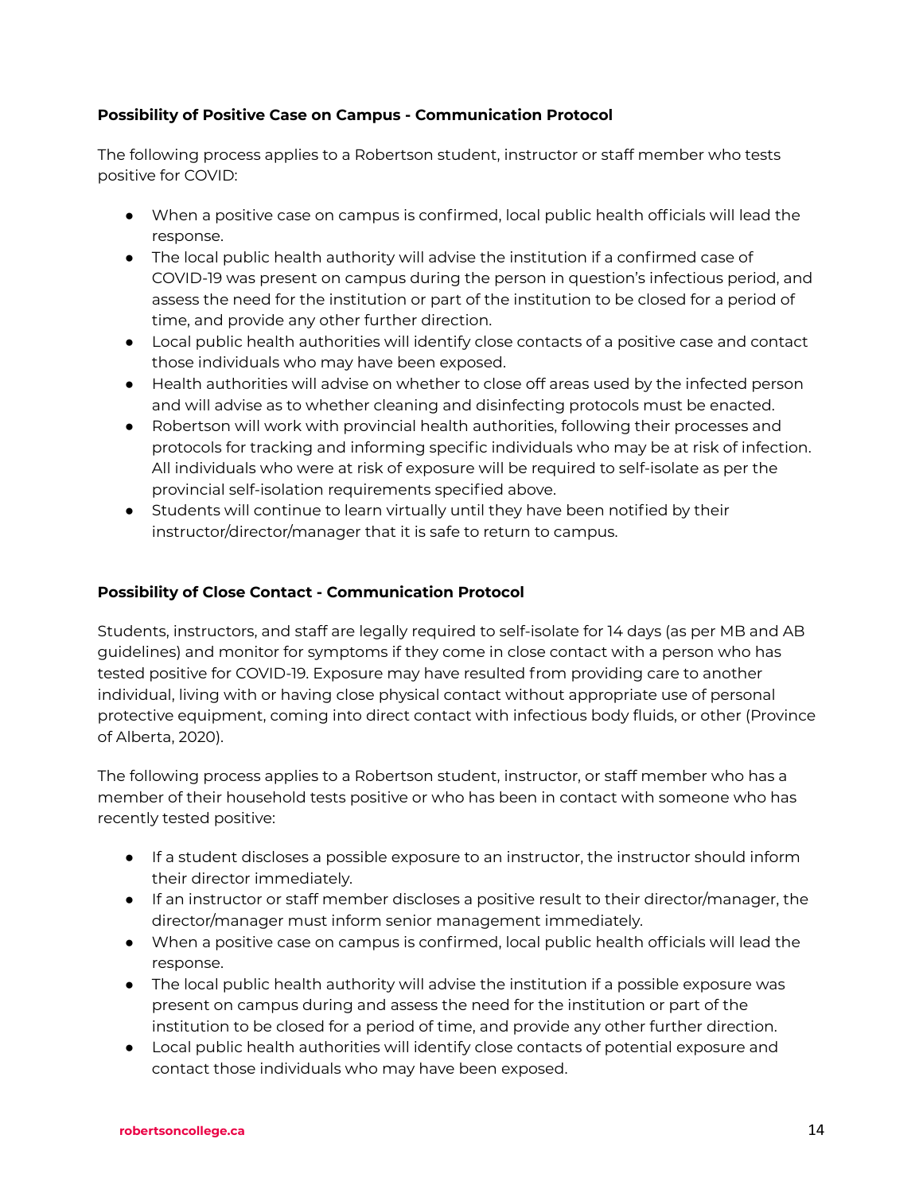**Possibility of Positive Case on Campus - Communication Protocol**

The following process applies to a Robertson student, instructor or staff member who tests positive for COVID:

- When a positive case on campus is confirmed, local public health officials will lead the response.
- The local public health authority will advise the institution if a confirmed case of COVID-19 was present on campus during the person in question's infectious period, and assess the need for the institution or part of the institution to be closed for a period of time, and provide any other further direction.
- Local public health authorities will identify close contacts of a positive case and contact those individuals who may have been exposed.
- Health authorities will advise on whether to close off areas used by the infected person and will advise as to whether cleaning and disinfecting protocols must be enacted.
- Robertson will work with provincial health authorities, following their processes and protocols for tracking and informing specific individuals who may be at risk of infection. All individuals who were at risk of exposure will be required to self-isolate as per the provincial self-isolation requirements specified above.
- Students will continue to learn virtually until they have been notified by their instructor/director/manager that it is safe to return to campus.

**Possibility of Close Contact - Communication Protocol**

Students, instructors, and staff are legally required to self-isolate for 14 days (as per MB and AB guidelines) and monitor for symptoms if they come in close contact with a person who has tested positive for COVID-19. Exposure may have resulted from providing care to another individual, living with or having close physical contact without appropriate use of personal protective equipment, coming into direct contact with infectious body fluids, or other (Province of Alberta, 2020).

The following process applies to a Robertson student, instructor, or staff member who has a member of their household tests positive or who has been in contact with someone who has recently tested positive:

- If a student discloses a possible exposure to an instructor, the instructor should inform their director immediately.
- If an instructor or staff member discloses a positive result to their director/manager, the director/manager must inform senior management immediately.
- When a positive case on campus is confirmed, local public health officials will lead the response.
- The local public health authority will advise the institution if a possible exposure was present on campus during and assess the need for the institution or part of the institution to be closed for a period of time, and provide any other further direction.
- Local public health authorities will identify close contacts of potential exposure and contact those individuals who may have been exposed.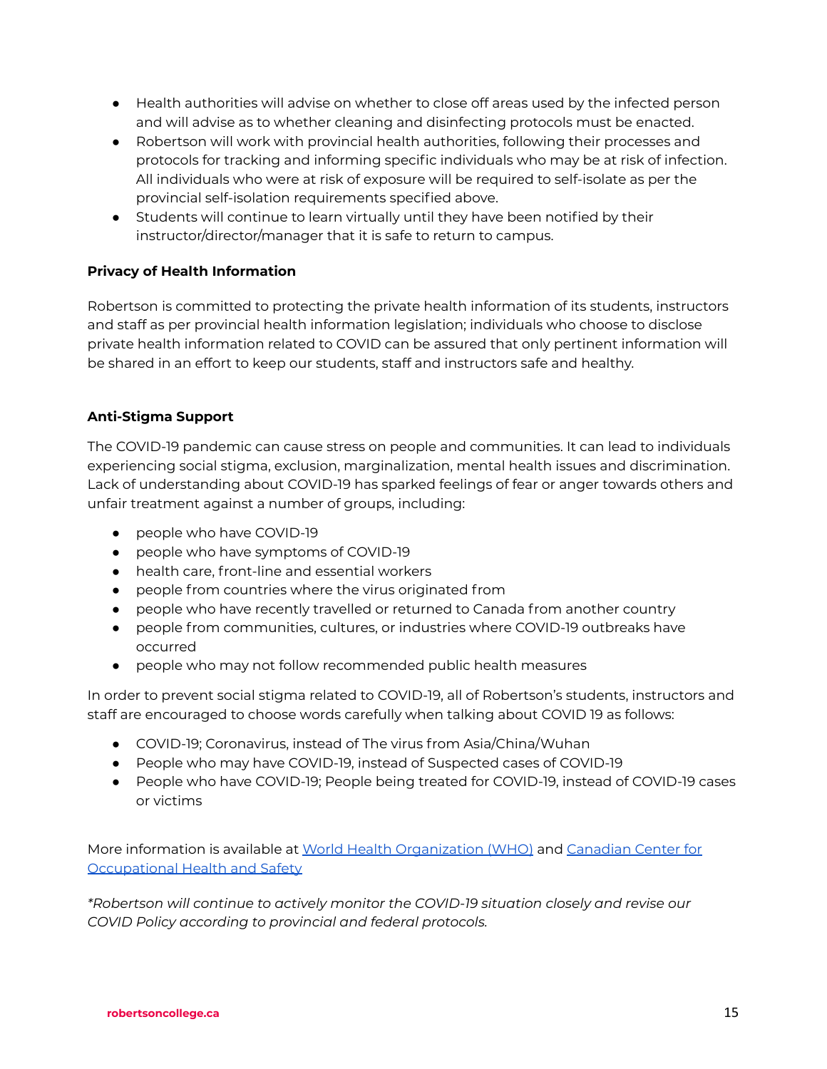- Health authorities will advise on whether to close off areas used by the infected person and will advise as to whether cleaning and disinfecting protocols must be enacted.
- Robertson will work with provincial health authorities, following their processes and protocols for tracking and informing specific individuals who may be at risk of infection. All individuals who were at risk of exposure will be required to self-isolate as per the provincial self-isolation requirements specified above.
- Students will continue to learn virtually until they have been notified by their instructor/director/manager that it is safe to return to campus.

**Privacy of Health Information**

Robertson is committed to protecting the private health information of its students, instructors and staff as per provincial health information legislation; individuals who choose to disclose private health information related to COVID can be assured that only pertinent information will be shared in an effort to keep our students, staff and instructors safe and healthy.

**Anti-Stigma Support**

The COVID-19 pandemic can cause stress on people and communities. It can lead to individuals experiencing social stigma, exclusion, marginalization, mental health issues and discrimination. Lack of understanding about COVID-19 has sparked feelings of fear or anger towards others and unfair treatment against a number of groups, including:

- people who have COVID-19
- people who have symptoms of COVID-19
- health care, front-line and essential workers
- people from countries where the virus originated from
- people who have recently travelled or returned to Canada from another country
- people from communities, cultures, or industries where COVID-19 outbreaks have occurred
- people who may not follow recommended public health measures

In order to prevent social stigma related to COVID-19, all of Robertson's students, instructors and staff are encouraged to choose words carefully when talking about COVID 19 as follows:

- COVID-19; Coronavirus, instead of The virus from Asia/China/Wuhan
- People who may have COVID-19, instead of Suspected cases of COVID-19
- People who have COVID-19; People being treated for COVID-19, instead of COVID-19 cases or victims

More information is available at World Health Organization (WHO) and Canadian Center for Occupational Health and Safety

*\*Robertson will continue to actively monitor the COVID-19 situation closely and revise our COVID Policy according to provincial and federal protocols.*